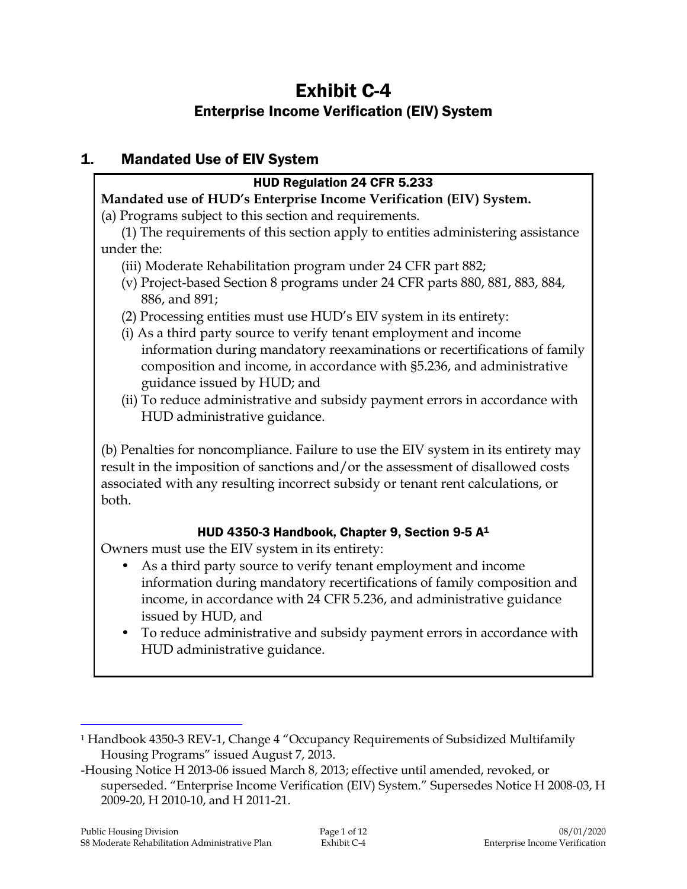# Exhibit C-4

## Enterprise Income Verification (EIV) System

## 1. Mandated Use of EIV System

### HUD Regulation 24 CFR 5.233

**Mandated use of HUD's Enterprise Income Verification (EIV) System.**

(a) Programs subject to this section and requirements.

(1) The requirements of this section apply to entities administering assistance under the:

(iii) Moderate Rehabilitation program under 24 CFR part 882;

(v) Project-based Section 8 programs under 24 CFR parts 880, 881, 883, 884, 886, and 891;

(2) Processing entities must use HUD's EIV system in its entirety:

(i) As a third party source to verify tenant employment and income information during mandatory reexaminations or recertifications of family composition and income, in accordance with §5.236, and administrative guidance issued by HUD; and

(ii) To reduce administrative and subsidy payment errors in accordance with HUD administrative guidance.

(b) Penalties for noncompliance. Failure to use the EIV system in its entirety may result in the imposition of sanctions and/or the assessment of disallowed costs associated with any resulting incorrect subsidy or tenant rent calculations, or both.

### HUD 4350-3 Handbook, Chapter 9, Section 9-5 A[1]

Owners must use the EIV system in its entirety:

- As a third party source to verify tenant employment and income information during mandatory recertifications of family composition and income, in accordance with 24 CFR 5.236, and administrative guidance issued by HUD, and
- To reduce administrative and subsidy payment errors in accordance with HUD administrative guidance.

---

[1] Handbook 4350-3 REV-1, Change 4 "Occupancy Requirements of Subsidized Multifamily Housing Programs" issued August 7, 2013.

-Housing Notice H 2013-06 issued March 8, 2013; effective until amended, revoked, or superseded. "Enterprise Income Verification (EIV) System." Supersedes Notice H 2008-03, H 2009-20, H 2010-10, and H 2011-21.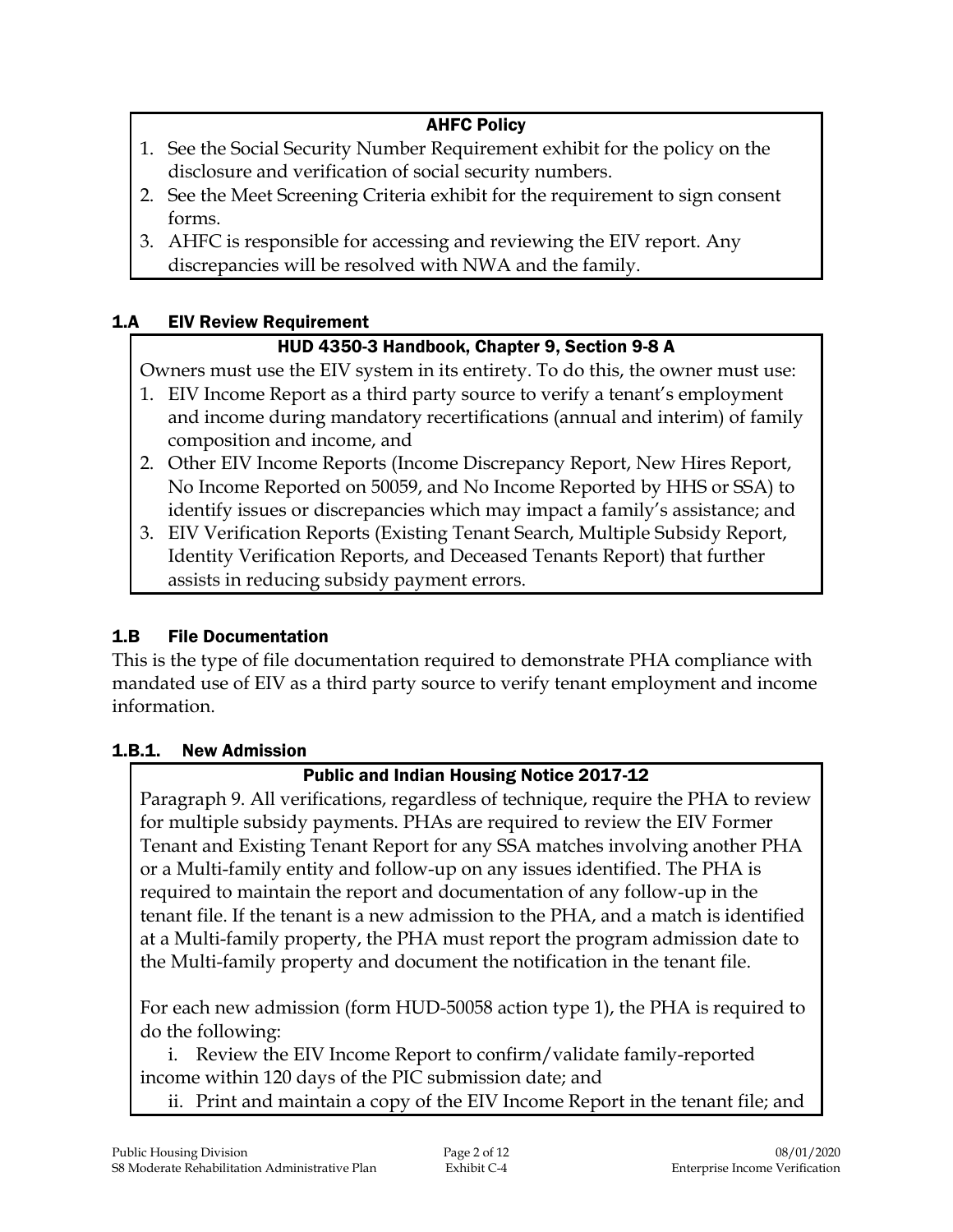**AHFC Policy**

1. See the Social Security Number Requirement exhibit for the policy on the disclosure and verification of social security numbers.
2. See the Meet Screening Criteria exhibit for the requirement to sign consent forms.
3. AHFC is responsible for accessing and reviewing the EIV report. Any discrepancies will be resolved with NWA and the family.

### 1.A EIV Review Requirement

**HUD 4350-3 Handbook, Chapter 9, Section 9-8 A**

Owners must use the EIV system in its entirety. To do this, the owner must use:

1. EIV Income Report as a third party source to verify a tenant's employment and income during mandatory recertifications (annual and interim) of family composition and income, and
2. Other EIV Income Reports (Income Discrepancy Report, New Hires Report, No Income Reported on 50059, and No Income Reported by HHS or SSA) to identify issues or discrepancies which may impact a family's assistance; and
3. EIV Verification Reports (Existing Tenant Search, Multiple Subsidy Report, Identity Verification Reports, and Deceased Tenants Report) that further assists in reducing subsidy payment errors.

### 1.B File Documentation

This is the type of file documentation required to demonstrate PHA compliance with mandated use of EIV as a third party source to verify tenant employment and income information.

#### 1.B.1. New Admission

**Public and Indian Housing Notice 2017-12**

Paragraph 9. All verifications, regardless of technique, require the PHA to review for multiple subsidy payments. PHAs are required to review the EIV Former Tenant and Existing Tenant Report for any SSA matches involving another PHA or a Multi-family entity and follow-up on any issues identified. The PHA is required to maintain the report and documentation of any follow-up in the tenant file. If the tenant is a new admission to the PHA, and a match is identified at a Multi-family property, the PHA must report the program admission date to the Multi-family property and document the notification in the tenant file.

For each new admission (form HUD-50058 action type 1), the PHA is required to do the following:

i. Review the EIV Income Report to confirm/validate family-reported income within 120 days of the PIC submission date; and

ii. Print and maintain a copy of the EIV Income Report in the tenant file; and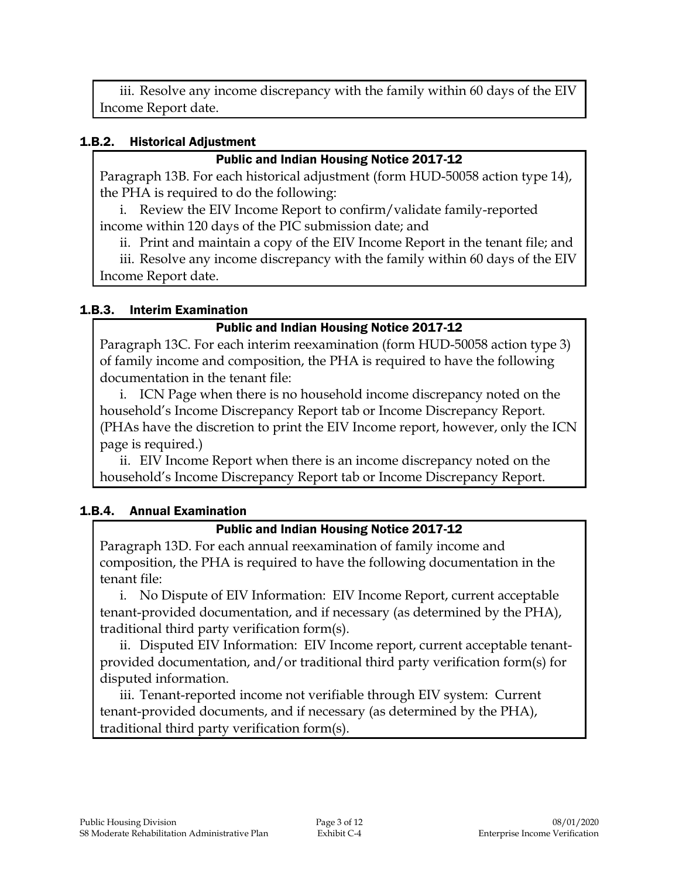iii. Resolve any income discrepancy with the family within 60 days of the EIV Income Report date.

### 1.B.2. Historical Adjustment

**Public and Indian Housing Notice 2017-12**

Paragraph 13B. For each historical adjustment (form HUD-50058 action type 14), the PHA is required to do the following:

i. Review the EIV Income Report to confirm/validate family-reported income within 120 days of the PIC submission date; and

ii. Print and maintain a copy of the EIV Income Report in the tenant file; and

iii. Resolve any income discrepancy with the family within 60 days of the EIV Income Report date.

### 1.B.3. Interim Examination

**Public and Indian Housing Notice 2017-12**

Paragraph 13C. For each interim reexamination (form HUD-50058 action type 3) of family income and composition, the PHA is required to have the following documentation in the tenant file:

i. ICN Page when there is no household income discrepancy noted on the household's Income Discrepancy Report tab or Income Discrepancy Report. (PHAs have the discretion to print the EIV Income report, however, only the ICN page is required.)

ii. EIV Income Report when there is an income discrepancy noted on the household's Income Discrepancy Report tab or Income Discrepancy Report.

### 1.B.4. Annual Examination

**Public and Indian Housing Notice 2017-12**

Paragraph 13D. For each annual reexamination of family income and composition, the PHA is required to have the following documentation in the tenant file:

i. No Dispute of EIV Information: EIV Income Report, current acceptable tenant-provided documentation, and if necessary (as determined by the PHA), traditional third party verification form(s).

ii. Disputed EIV Information: EIV Income report, current acceptable tenant-provided documentation, and/or traditional third party verification form(s) for disputed information.

iii. Tenant-reported income not verifiable through EIV system: Current tenant-provided documents, and if necessary (as determined by the PHA), traditional third party verification form(s).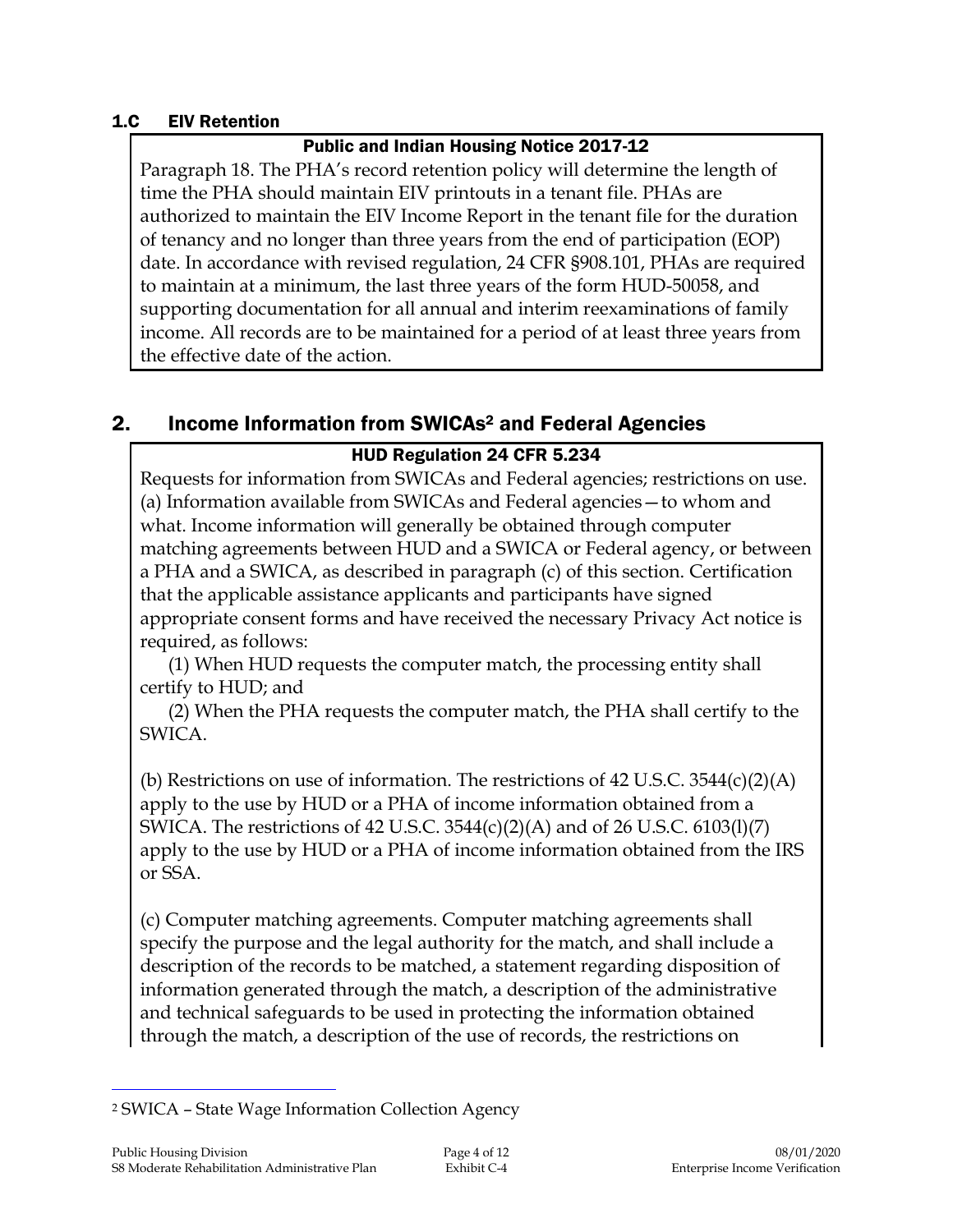### 1.C EIV Retention

**Public and Indian Housing Notice 2017-12**

Paragraph 18. The PHA's record retention policy will determine the length of time the PHA should maintain EIV printouts in a tenant file. PHAs are authorized to maintain the EIV Income Report in the tenant file for the duration of tenancy and no longer than three years from the end of participation (EOP) date. In accordance with revised regulation, 24 CFR §908.101, PHAs are required to maintain at a minimum, the last three years of the form HUD-50058, and supporting documentation for all annual and interim reexaminations of family income. All records are to be maintained for a period of at least three years from the effective date of the action.

## 2. Income Information from SWICAs[2] and Federal Agencies

**HUD Regulation 24 CFR 5.234**

Requests for information from SWICAs and Federal agencies; restrictions on use.
(a) Information available from SWICAs and Federal agencies—to whom and what. Income information will generally be obtained through computer matching agreements between HUD and a SWICA or Federal agency, or between a PHA and a SWICA, as described in paragraph (c) of this section. Certification that the applicable assistance applicants and participants have signed appropriate consent forms and have received the necessary Privacy Act notice is required, as follows:

(1) When HUD requests the computer match, the processing entity shall certify to HUD; and

(2) When the PHA requests the computer match, the PHA shall certify to the SWICA.

(b) Restrictions on use of information. The restrictions of 42 U.S.C. 3544(c)(2)(A) apply to the use by HUD or a PHA of income information obtained from a SWICA. The restrictions of 42 U.S.C. 3544(c)(2)(A) and of 26 U.S.C. 6103(l)(7) apply to the use by HUD or a PHA of income information obtained from the IRS or SSA.

(c) Computer matching agreements. Computer matching agreements shall specify the purpose and the legal authority for the match, and shall include a description of the records to be matched, a statement regarding disposition of information generated through the match, a description of the administrative and technical safeguards to be used in protecting the information obtained through the match, a description of the use of records, the restrictions on

[2] SWICA – State Wage Information Collection Agency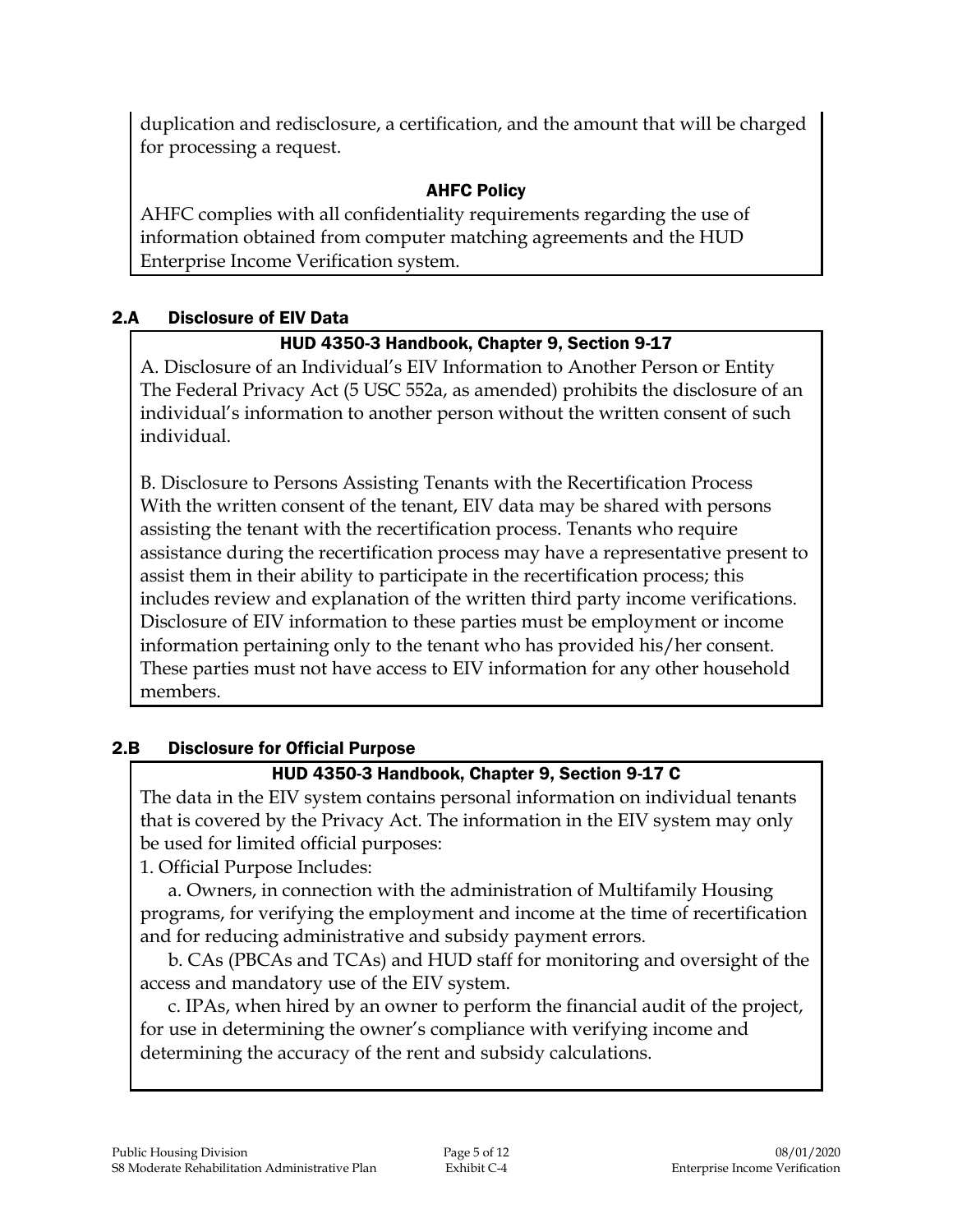duplication and redisclosure, a certification, and the amount that will be charged for processing a request.

**AHFC Policy**

AHFC complies with all confidentiality requirements regarding the use of information obtained from computer matching agreements and the HUD Enterprise Income Verification system.

## 2.A Disclosure of EIV Data

**HUD 4350-3 Handbook, Chapter 9, Section 9-17**

A. Disclosure of an Individual's EIV Information to Another Person or Entity
The Federal Privacy Act (5 USC 552a, as amended) prohibits the disclosure of an individual's information to another person without the written consent of such individual.

B. Disclosure to Persons Assisting Tenants with the Recertification Process
With the written consent of the tenant, EIV data may be shared with persons assisting the tenant with the recertification process. Tenants who require assistance during the recertification process may have a representative present to assist them in their ability to participate in the recertification process; this includes review and explanation of the written third party income verifications. Disclosure of EIV information to these parties must be employment or income information pertaining only to the tenant who has provided his/her consent. These parties must not have access to EIV information for any other household members.

## 2.B Disclosure for Official Purpose

**HUD 4350-3 Handbook, Chapter 9, Section 9-17 C**

The data in the EIV system contains personal information on individual tenants that is covered by the Privacy Act. The information in the EIV system may only be used for limited official purposes:

1. Official Purpose Includes:

   a. Owners, in connection with the administration of Multifamily Housing programs, for verifying the employment and income at the time of recertification and for reducing administrative and subsidy payment errors.

   b. CAs (PBCAs and TCAs) and HUD staff for monitoring and oversight of the access and mandatory use of the EIV system.

   c. IPAs, when hired by an owner to perform the financial audit of the project, for use in determining the owner's compliance with verifying income and determining the accuracy of the rent and subsidy calculations.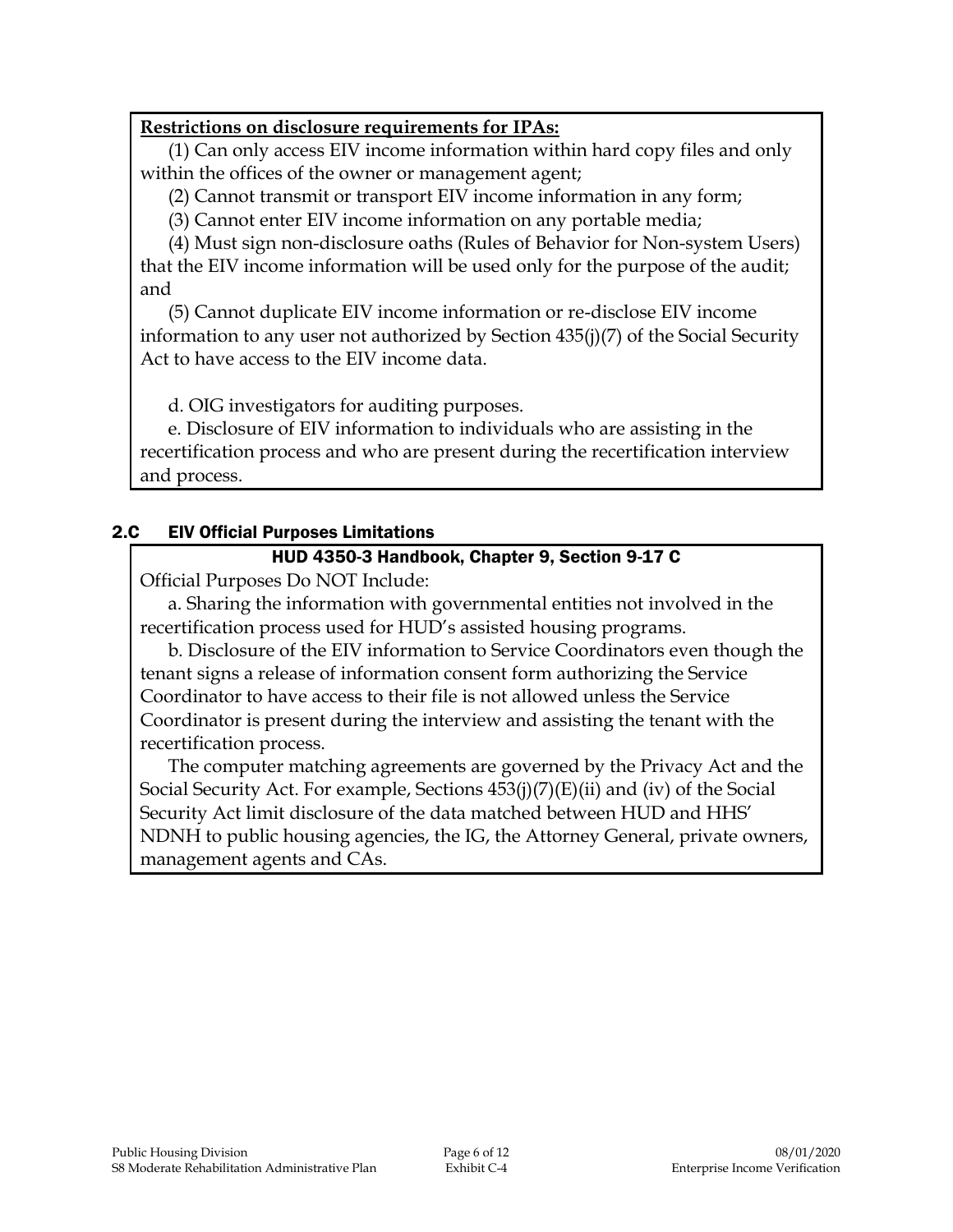**Restrictions on disclosure requirements for IPAs:**

(1) Can only access EIV income information within hard copy files and only within the offices of the owner or management agent;

(2) Cannot transmit or transport EIV income information in any form;

(3) Cannot enter EIV income information on any portable media;

(4) Must sign non-disclosure oaths (Rules of Behavior for Non-system Users) that the EIV income information will be used only for the purpose of the audit; and

(5) Cannot duplicate EIV income information or re-disclose EIV income information to any user not authorized by Section 435(j)(7) of the Social Security Act to have access to the EIV income data.

d. OIG investigators for auditing purposes.

e. Disclosure of EIV information to individuals who are assisting in the recertification process and who are present during the recertification interview and process.

## 2.C EIV Official Purposes Limitations

### HUD 4350-3 Handbook, Chapter 9, Section 9-17 C

Official Purposes Do NOT Include:

a. Sharing the information with governmental entities not involved in the recertification process used for HUD's assisted housing programs.

b. Disclosure of the EIV information to Service Coordinators even though the tenant signs a release of information consent form authorizing the Service Coordinator to have access to their file is not allowed unless the Service Coordinator is present during the interview and assisting the tenant with the recertification process.

The computer matching agreements are governed by the Privacy Act and the Social Security Act. For example, Sections 453(j)(7)(E)(ii) and (iv) of the Social Security Act limit disclosure of the data matched between HUD and HHS' NDNH to public housing agencies, the IG, the Attorney General, private owners, management agents and CAs.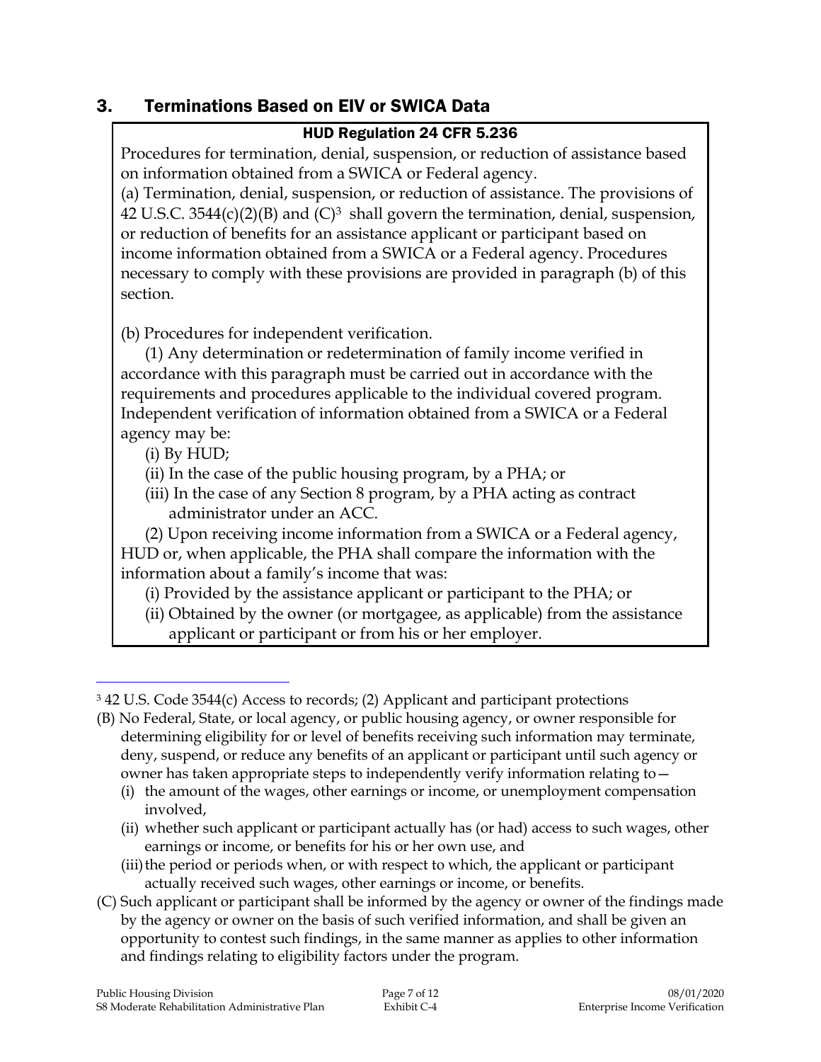## 3. Terminations Based on EIV or SWICA Data

**HUD Regulation 24 CFR 5.236**

Procedures for termination, denial, suspension, or reduction of assistance based on information obtained from a SWICA or Federal agency.

(a) Termination, denial, suspension, or reduction of assistance. The provisions of 42 U.S.C. 3544(c)(2)(B) and (C)[3] shall govern the termination, denial, suspension, or reduction of benefits for an assistance applicant or participant based on income information obtained from a SWICA or a Federal agency. Procedures necessary to comply with these provisions are provided in paragraph (b) of this section.

(b) Procedures for independent verification.

(1) Any determination or redetermination of family income verified in accordance with this paragraph must be carried out in accordance with the requirements and procedures applicable to the individual covered program. Independent verification of information obtained from a SWICA or a Federal agency may be:

- (i) By HUD;
- (ii) In the case of the public housing program, by a PHA; or
- (iii) In the case of any Section 8 program, by a PHA acting as contract administrator under an ACC.

(2) Upon receiving income information from a SWICA or a Federal agency, HUD or, when applicable, the PHA shall compare the information with the information about a family's income that was:

- (i) Provided by the assistance applicant or participant to the PHA; or
- (ii) Obtained by the owner (or mortgagee, as applicable) from the assistance applicant or participant or from his or her employer.

---

[3] 42 U.S. Code 3544(c) Access to records; (2) Applicant and participant protections

(B) No Federal, State, or local agency, or public housing agency, or owner responsible for determining eligibility for or level of benefits receiving such information may terminate, deny, suspend, or reduce any benefits of an applicant or participant until such agency or owner has taken appropriate steps to independently verify information relating to—

- (i) the amount of the wages, other earnings or income, or unemployment compensation involved,
- (ii) whether such applicant or participant actually has (or had) access to such wages, other earnings or income, or benefits for his or her own use, and
- (iii) the period or periods when, or with respect to which, the applicant or participant actually received such wages, other earnings or income, or benefits.

(C) Such applicant or participant shall be informed by the agency or owner of the findings made by the agency or owner on the basis of such verified information, and shall be given an opportunity to contest such findings, in the same manner as applies to other information and findings relating to eligibility factors under the program.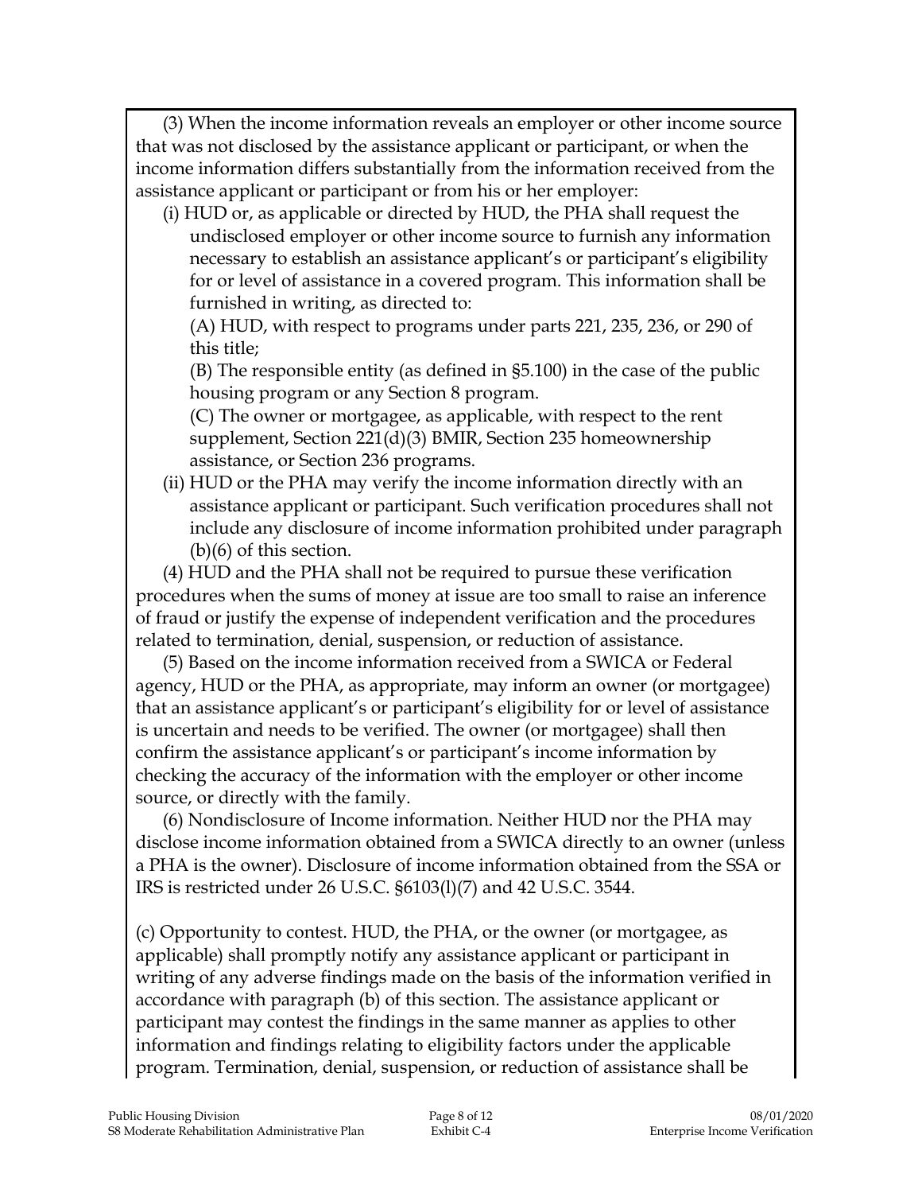(3) When the income information reveals an employer or other income source that was not disclosed by the assistance applicant or participant, or when the income information differs substantially from the information received from the assistance applicant or participant or from his or her employer:

(i) HUD or, as applicable or directed by HUD, the PHA shall request the undisclosed employer or other income source to furnish any information necessary to establish an assistance applicant's or participant's eligibility for or level of assistance in a covered program. This information shall be furnished in writing, as directed to:

(A) HUD, with respect to programs under parts 221, 235, 236, or 290 of this title;

(B) The responsible entity (as defined in §5.100) in the case of the public housing program or any Section 8 program.

(C) The owner or mortgagee, as applicable, with respect to the rent supplement, Section 221(d)(3) BMIR, Section 235 homeownership assistance, or Section 236 programs.

(ii) HUD or the PHA may verify the income information directly with an assistance applicant or participant. Such verification procedures shall not include any disclosure of income information prohibited under paragraph (b)(6) of this section.

(4) HUD and the PHA shall not be required to pursue these verification procedures when the sums of money at issue are too small to raise an inference of fraud or justify the expense of independent verification and the procedures related to termination, denial, suspension, or reduction of assistance.

(5) Based on the income information received from a SWICA or Federal agency, HUD or the PHA, as appropriate, may inform an owner (or mortgagee) that an assistance applicant's or participant's eligibility for or level of assistance is uncertain and needs to be verified. The owner (or mortgagee) shall then confirm the assistance applicant's or participant's income information by checking the accuracy of the information with the employer or other income source, or directly with the family.

(6) Nondisclosure of Income information. Neither HUD nor the PHA may disclose income information obtained from a SWICA directly to an owner (unless a PHA is the owner). Disclosure of income information obtained from the SSA or IRS is restricted under 26 U.S.C. §6103(l)(7) and 42 U.S.C. 3544.

(c) Opportunity to contest. HUD, the PHA, or the owner (or mortgagee, as applicable) shall promptly notify any assistance applicant or participant in writing of any adverse findings made on the basis of the information verified in accordance with paragraph (b) of this section. The assistance applicant or participant may contest the findings in the same manner as applies to other information and findings relating to eligibility factors under the applicable program. Termination, denial, suspension, or reduction of assistance shall be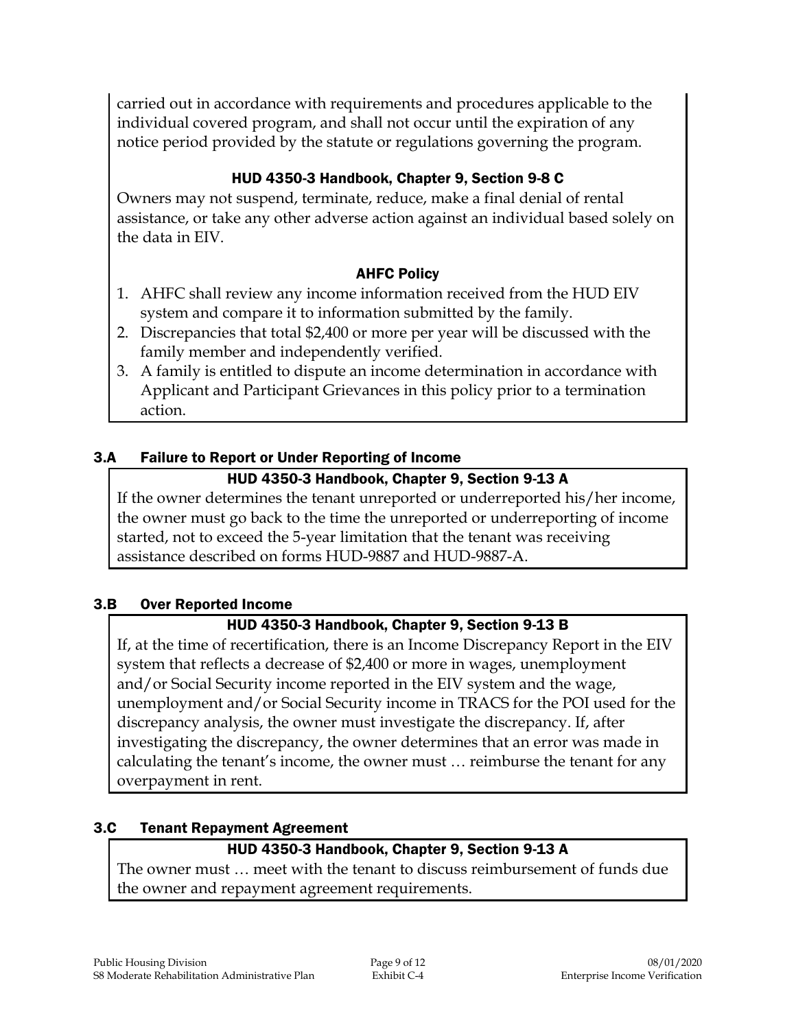carried out in accordance with requirements and procedures applicable to the individual covered program, and shall not occur until the expiration of any notice period provided by the statute or regulations governing the program.

**HUD 4350-3 Handbook, Chapter 9, Section 9-8 C**

Owners may not suspend, terminate, reduce, make a final denial of rental assistance, or take any other adverse action against an individual based solely on the data in EIV.

**AHFC Policy**

1. AHFC shall review any income information received from the HUD EIV system and compare it to information submitted by the family.
2. Discrepancies that total $2,400 or more per year will be discussed with the family member and independently verified.
3. A family is entitled to dispute an income determination in accordance with Applicant and Participant Grievances in this policy prior to a termination action.

## 3.A Failure to Report or Under Reporting of Income

**HUD 4350-3 Handbook, Chapter 9, Section 9-13 A**

If the owner determines the tenant unreported or underreported his/her income, the owner must go back to the time the unreported or underreporting of income started, not to exceed the 5-year limitation that the tenant was receiving assistance described on forms HUD-9887 and HUD-9887-A.

## 3.B Over Reported Income

**HUD 4350-3 Handbook, Chapter 9, Section 9-13 B**

If, at the time of recertification, there is an Income Discrepancy Report in the EIV system that reflects a decrease of $2,400 or more in wages, unemployment and/or Social Security income reported in the EIV system and the wage, unemployment and/or Social Security income in TRACS for the POI used for the discrepancy analysis, the owner must investigate the discrepancy. If, after investigating the discrepancy, the owner determines that an error was made in calculating the tenant's income, the owner must … reimburse the tenant for any overpayment in rent.

## 3.C Tenant Repayment Agreement

**HUD 4350-3 Handbook, Chapter 9, Section 9-13 A**

The owner must … meet with the tenant to discuss reimbursement of funds due the owner and repayment agreement requirements.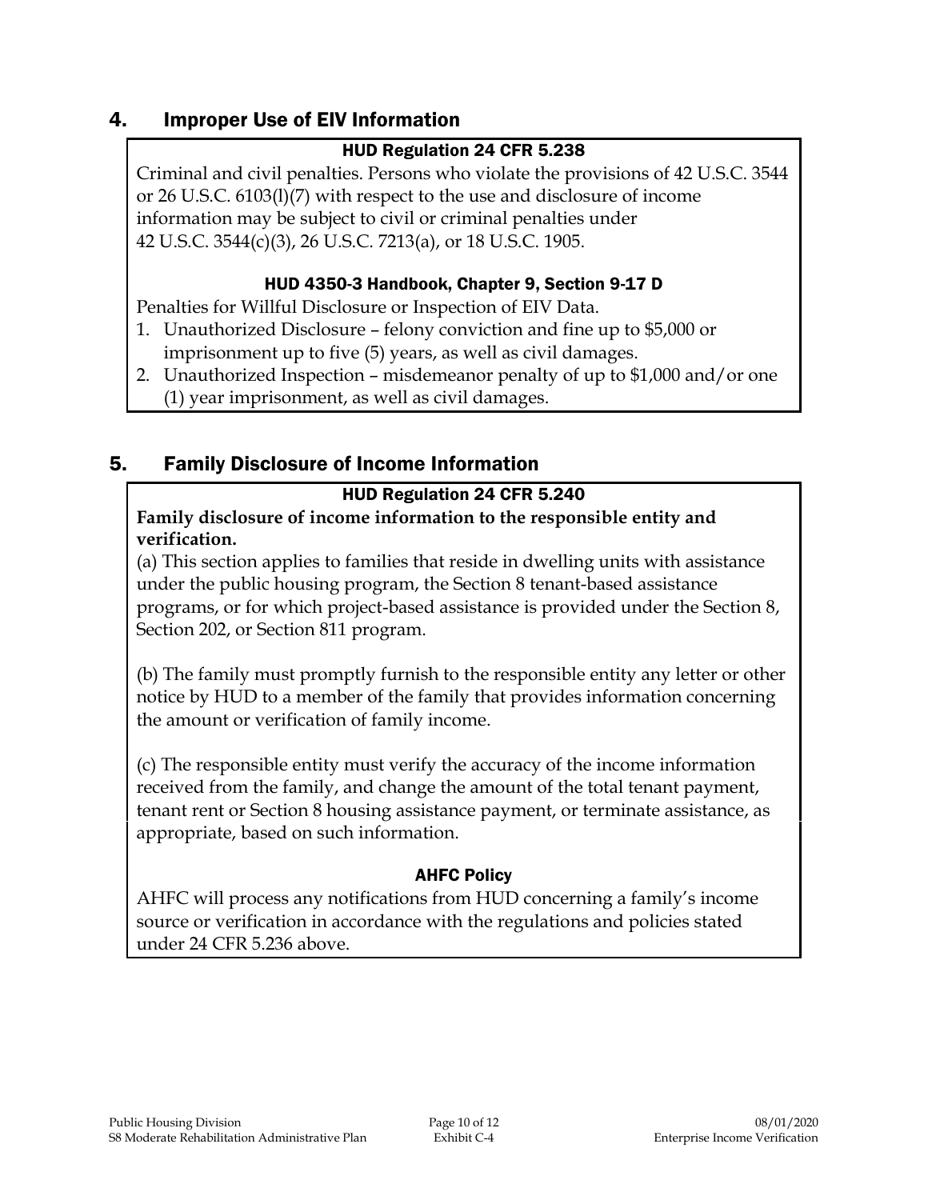## 4. Improper Use of EIV Information

### HUD Regulation 24 CFR 5.238

Criminal and civil penalties. Persons who violate the provisions of 42 U.S.C. 3544 or 26 U.S.C. 6103(l)(7) with respect to the use and disclosure of income information may be subject to civil or criminal penalties under 42 U.S.C. 3544(c)(3), 26 U.S.C. 7213(a), or 18 U.S.C. 1905.

### HUD 4350-3 Handbook, Chapter 9, Section 9-17 D

Penalties for Willful Disclosure or Inspection of EIV Data.

1. Unauthorized Disclosure – felony conviction and fine up to $5,000 or imprisonment up to five (5) years, as well as civil damages.
2. Unauthorized Inspection – misdemeanor penalty of up to $1,000 and/or one (1) year imprisonment, as well as civil damages.

## 5. Family Disclosure of Income Information

### HUD Regulation 24 CFR 5.240

**Family disclosure of income information to the responsible entity and verification.**

(a) This section applies to families that reside in dwelling units with assistance under the public housing program, the Section 8 tenant-based assistance programs, or for which project-based assistance is provided under the Section 8, Section 202, or Section 811 program.

(b) The family must promptly furnish to the responsible entity any letter or other notice by HUD to a member of the family that provides information concerning the amount or verification of family income.

(c) The responsible entity must verify the accuracy of the income information received from the family, and change the amount of the total tenant payment, tenant rent or Section 8 housing assistance payment, or terminate assistance, as appropriate, based on such information.

### AHFC Policy

AHFC will process any notifications from HUD concerning a family's income source or verification in accordance with the regulations and policies stated under 24 CFR 5.236 above.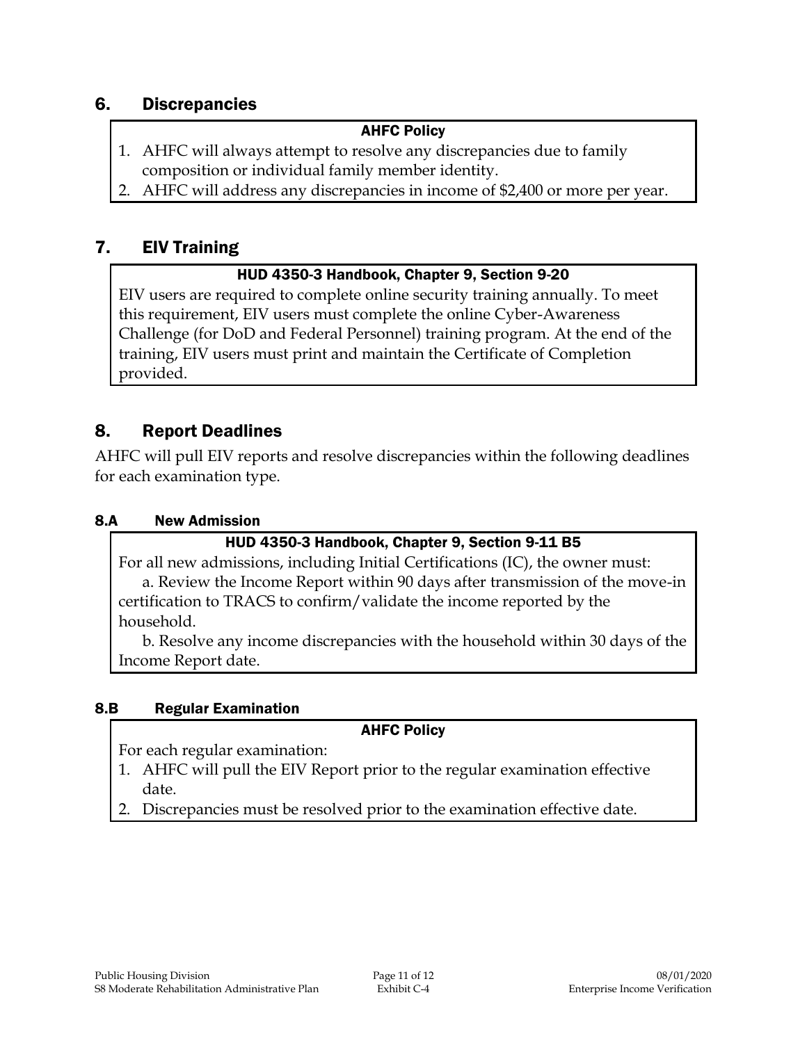## 6. Discrepancies

**AHFC Policy**

1. AHFC will always attempt to resolve any discrepancies due to family composition or individual family member identity.
2. AHFC will address any discrepancies in income of $2,400 or more per year.

## 7. EIV Training

**HUD 4350-3 Handbook, Chapter 9, Section 9-20**

EIV users are required to complete online security training annually. To meet this requirement, EIV users must complete the online Cyber-Awareness Challenge (for DoD and Federal Personnel) training program. At the end of the training, EIV users must print and maintain the Certificate of Completion provided.

## 8. Report Deadlines

AHFC will pull EIV reports and resolve discrepancies within the following deadlines for each examination type.

### 8.A New Admission

**HUD 4350-3 Handbook, Chapter 9, Section 9-11 B5**

For all new admissions, including Initial Certifications (IC), the owner must:

a. Review the Income Report within 90 days after transmission of the move-in certification to TRACS to confirm/validate the income reported by the household.

b. Resolve any income discrepancies with the household within 30 days of the Income Report date.

### 8.B Regular Examination

**AHFC Policy**

For each regular examination:

1. AHFC will pull the EIV Report prior to the regular examination effective date.
2. Discrepancies must be resolved prior to the examination effective date.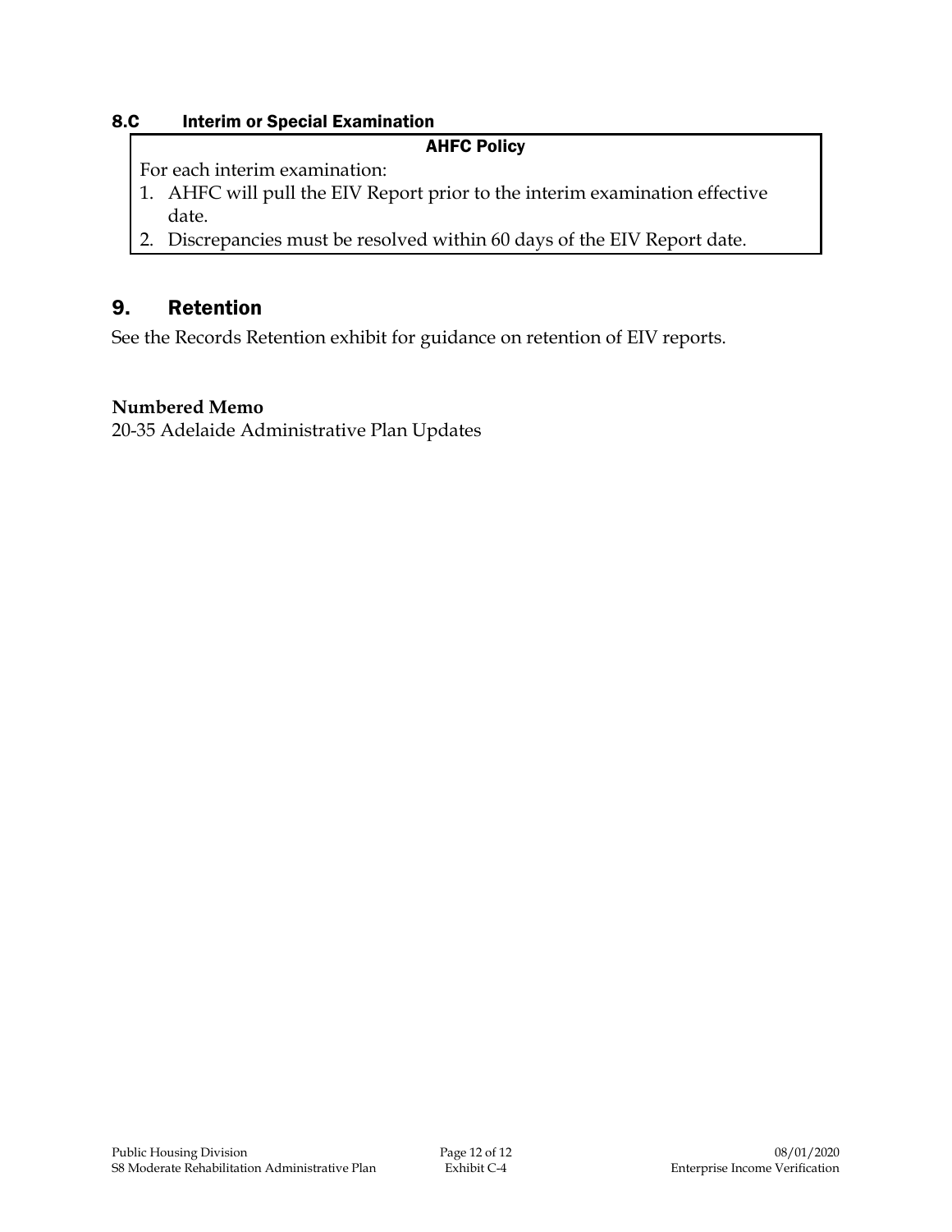### 8.C Interim or Special Examination

**AHFC Policy**

For each interim examination:

1. AHFC will pull the EIV Report prior to the interim examination effective date.
2. Discrepancies must be resolved within 60 days of the EIV Report date.

## 9. Retention

See the Records Retention exhibit for guidance on retention of EIV reports.

**Numbered Memo**

20-35 Adelaide Administrative Plan Updates